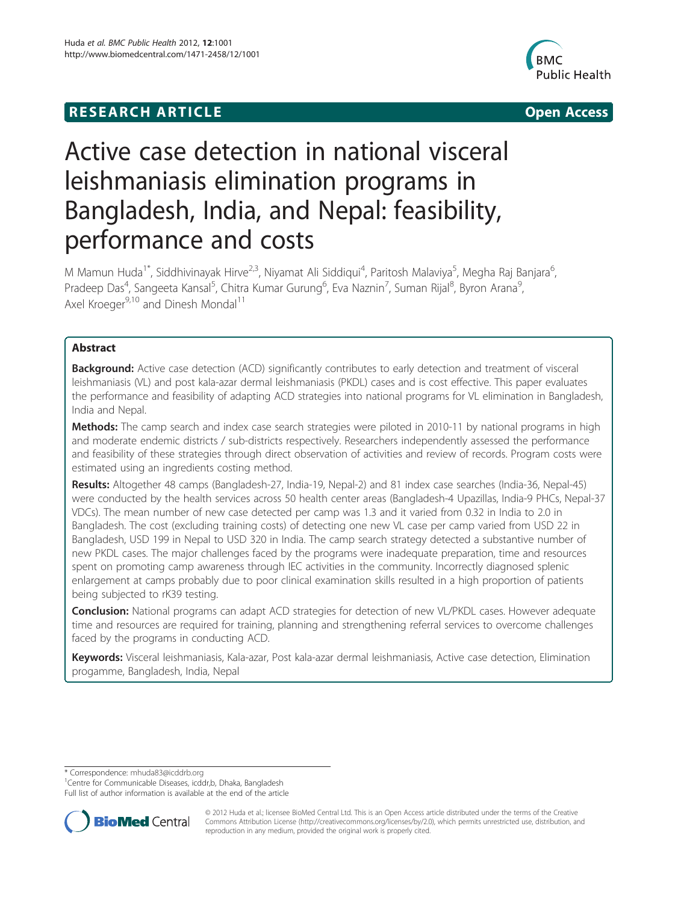**RESEARCH ARTICLE** **Open Access**

# Active case detection in national visceral leishmaniasis elimination programs in Bangladesh, India, and Nepal: feasibility, performance and costs

M Mamun Huda[1*], Siddhivinayak Hirve[2,3], Niyamat Ali Siddiqui[4], Paritosh Malaviya[5], Megha Raj Banjara[6], Pradeep Das[4], Sangeeta Kansal[5], Chitra Kumar Gurung[6], Eva Naznin[7], Suman Rijal[8], Byron Arana[9], Axel Kroeger[9,10] and Dinesh Mondal[11]

## Abstract

**Background:** Active case detection (ACD) significantly contributes to early detection and treatment of visceral leishmaniasis (VL) and post kala-azar dermal leishmaniasis (PKDL) cases and is cost effective. This paper evaluates the performance and feasibility of adapting ACD strategies into national programs for VL elimination in Bangladesh, India and Nepal.

**Methods:** The camp search and index case search strategies were piloted in 2010-11 by national programs in high and moderate endemic districts / sub-districts respectively. Researchers independently assessed the performance and feasibility of these strategies through direct observation of activities and review of records. Program costs were estimated using an ingredients costing method.

**Results:** Altogether 48 camps (Bangladesh-27, India-19, Nepal-2) and 81 index case searches (India-36, Nepal-45) were conducted by the health services across 50 health center areas (Bangladesh-4 Upazillas, India-9 PHCs, Nepal-37 VDCs). The mean number of new case detected per camp was 1.3 and it varied from 0.32 in India to 2.0 in Bangladesh. The cost (excluding training costs) of detecting one new VL case per camp varied from USD 22 in Bangladesh, USD 199 in Nepal to USD 320 in India. The camp search strategy detected a substantive number of new PKDL cases. The major challenges faced by the programs were inadequate preparation, time and resources spent on promoting camp awareness through IEC activities in the community. Incorrectly diagnosed splenic enlargement at camps probably due to poor clinical examination skills resulted in a high proportion of patients being subjected to rK39 testing.

**Conclusion:** National programs can adapt ACD strategies for detection of new VL/PKDL cases. However adequate time and resources are required for training, planning and strengthening referral services to overcome challenges faced by the programs in conducting ACD.

**Keywords:** Visceral leishmaniasis, Kala-azar, Post kala-azar dermal leishmaniasis, Active case detection, Elimination progamme, Bangladesh, India, Nepal

* Correspondence: mhuda83@icddrb.org
[1]Centre for Communicable Diseases, icddr,b, Dhaka, Bangladesh
Full list of author information is available at the end of the article

© 2012 Huda et al.; licensee BioMed Central Ltd. This is an Open Access article distributed under the terms of the Creative Commons Attribution License (http://creativecommons.org/licenses/by/2.0), which permits unrestricted use, distribution, and reproduction in any medium, provided the original work is properly cited.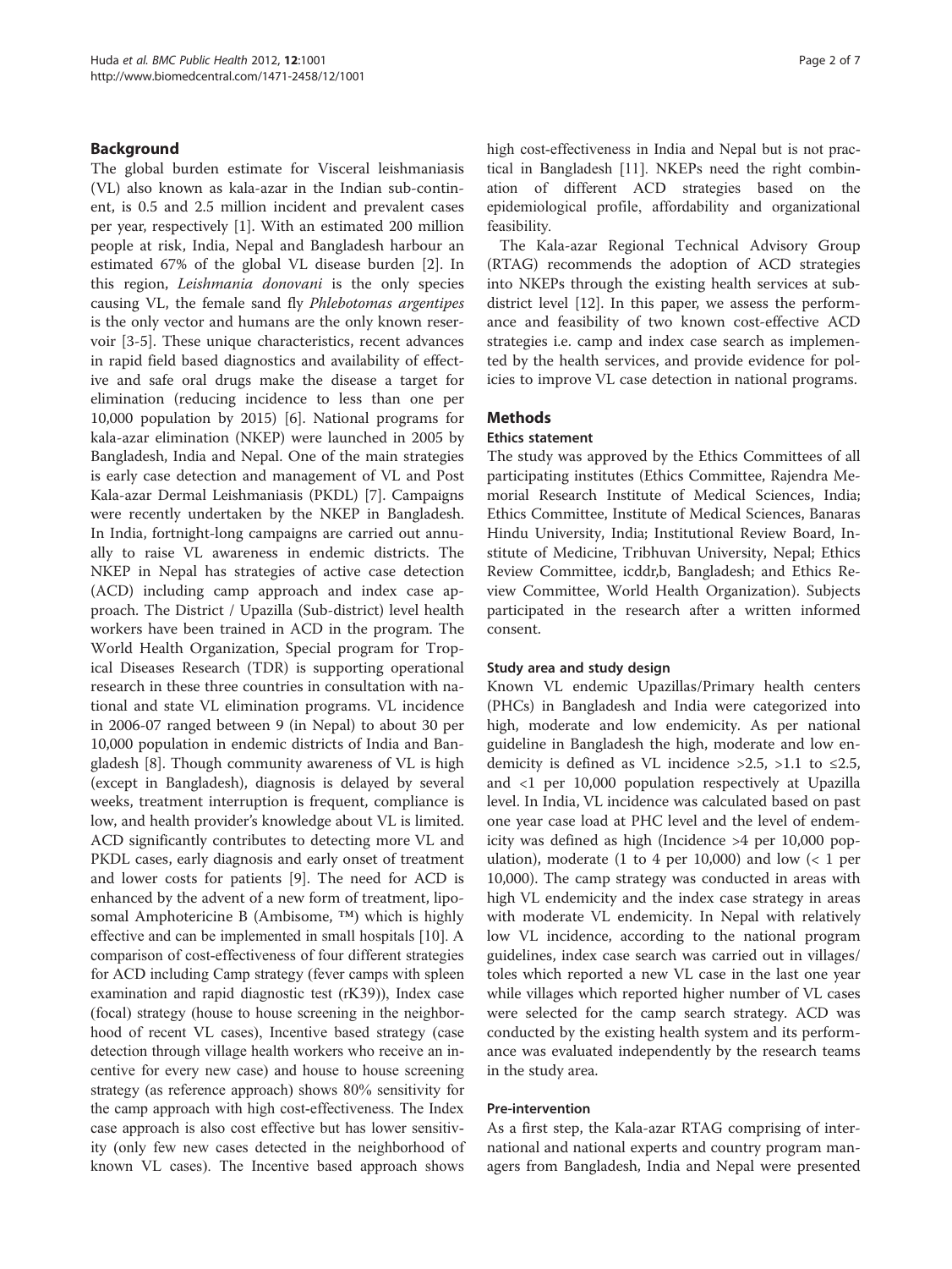## Background

The global burden estimate for Visceral leishmaniasis (VL) also known as kala-azar in the Indian sub-continent, is 0.5 and 2.5 million incident and prevalent cases per year, respectively [1]. With an estimated 200 million people at risk, India, Nepal and Bangladesh harbour an estimated 67% of the global VL disease burden [2]. In this region, *Leishmania donovani* is the only species causing VL, the female sand fly *Phlebotomas argentipes* is the only vector and humans are the only known reservoir [3-5]. These unique characteristics, recent advances in rapid field based diagnostics and availability of effective and safe oral drugs make the disease a target for elimination (reducing incidence to less than one per 10,000 population by 2015) [6]. National programs for kala-azar elimination (NKEP) were launched in 2005 by Bangladesh, India and Nepal. One of the main strategies is early case detection and management of VL and Post Kala-azar Dermal Leishmaniasis (PKDL) [7]. Campaigns were recently undertaken by the NKEP in Bangladesh. In India, fortnight-long campaigns are carried out annually to raise VL awareness in endemic districts. The NKEP in Nepal has strategies of active case detection (ACD) including camp approach and index case approach. The District / Upazilla (Sub-district) level health workers have been trained in ACD in the program. The World Health Organization, Special program for Tropical Diseases Research (TDR) is supporting operational research in these three countries in consultation with national and state VL elimination programs. VL incidence in 2006-07 ranged between 9 (in Nepal) to about 30 per 10,000 population in endemic districts of India and Bangladesh [8]. Though community awareness of VL is high (except in Bangladesh), diagnosis is delayed by several weeks, treatment interruption is frequent, compliance is low, and health provider's knowledge about VL is limited. ACD significantly contributes to detecting more VL and PKDL cases, early diagnosis and early onset of treatment and lower costs for patients [9]. The need for ACD is enhanced by the advent of a new form of treatment, liposomal Amphotericine B (Ambisome, ™) which is highly effective and can be implemented in small hospitals [10]. A comparison of cost-effectiveness of four different strategies for ACD including Camp strategy (fever camps with spleen examination and rapid diagnostic test (rK39)), Index case (focal) strategy (house to house screening in the neighborhood of recent VL cases), Incentive based strategy (case detection through village health workers who receive an incentive for every new case) and house to house screening strategy (as reference approach) shows 80% sensitivity for the camp approach with high cost-effectiveness. The Index case approach is also cost effective but has lower sensitivity (only few new cases detected in the neighborhood of known VL cases). The Incentive based approach shows high cost-effectiveness in India and Nepal but is not practical in Bangladesh [11]. NKEPs need the right combination of different ACD strategies based on the epidemiological profile, affordability and organizational feasibility.

The Kala-azar Regional Technical Advisory Group (RTAG) recommends the adoption of ACD strategies into NKEPs through the existing health services at subdistrict level [12]. In this paper, we assess the performance and feasibility of two known cost-effective ACD strategies i.e. camp and index case search as implemented by the health services, and provide evidence for policies to improve VL case detection in national programs.

## Methods

### Ethics statement

The study was approved by the Ethics Committees of all participating institutes (Ethics Committee, Rajendra Memorial Research Institute of Medical Sciences, India; Ethics Committee, Institute of Medical Sciences, Banaras Hindu University, India; Institutional Review Board, Institute of Medicine, Tribhuvan University, Nepal; Ethics Review Committee, icddr,b, Bangladesh; and Ethics Review Committee, World Health Organization). Subjects participated in the research after a written informed consent.

### Study area and study design

Known VL endemic Upazillas/Primary health centers (PHCs) in Bangladesh and India were categorized into high, moderate and low endemicity. As per national guideline in Bangladesh the high, moderate and low endemicity is defined as VL incidence >2.5, >1.1 to ≤2.5, and <1 per 10,000 population respectively at Upazilla level. In India, VL incidence was calculated based on past one year case load at PHC level and the level of endemicity was defined as high (Incidence >4 per 10,000 population), moderate (1 to 4 per 10,000) and low (< 1 per 10,000). The camp strategy was conducted in areas with high VL endemicity and the index case strategy in areas with moderate VL endemicity. In Nepal with relatively low VL incidence, according to the national program guidelines, index case search was carried out in villages/toles which reported a new VL case in the last one year while villages which reported higher number of VL cases were selected for the camp search strategy. ACD was conducted by the existing health system and its performance was evaluated independently by the research teams in the study area.

### Pre-intervention

As a first step, the Kala-azar RTAG comprising of international and national experts and country program managers from Bangladesh, India and Nepal were presented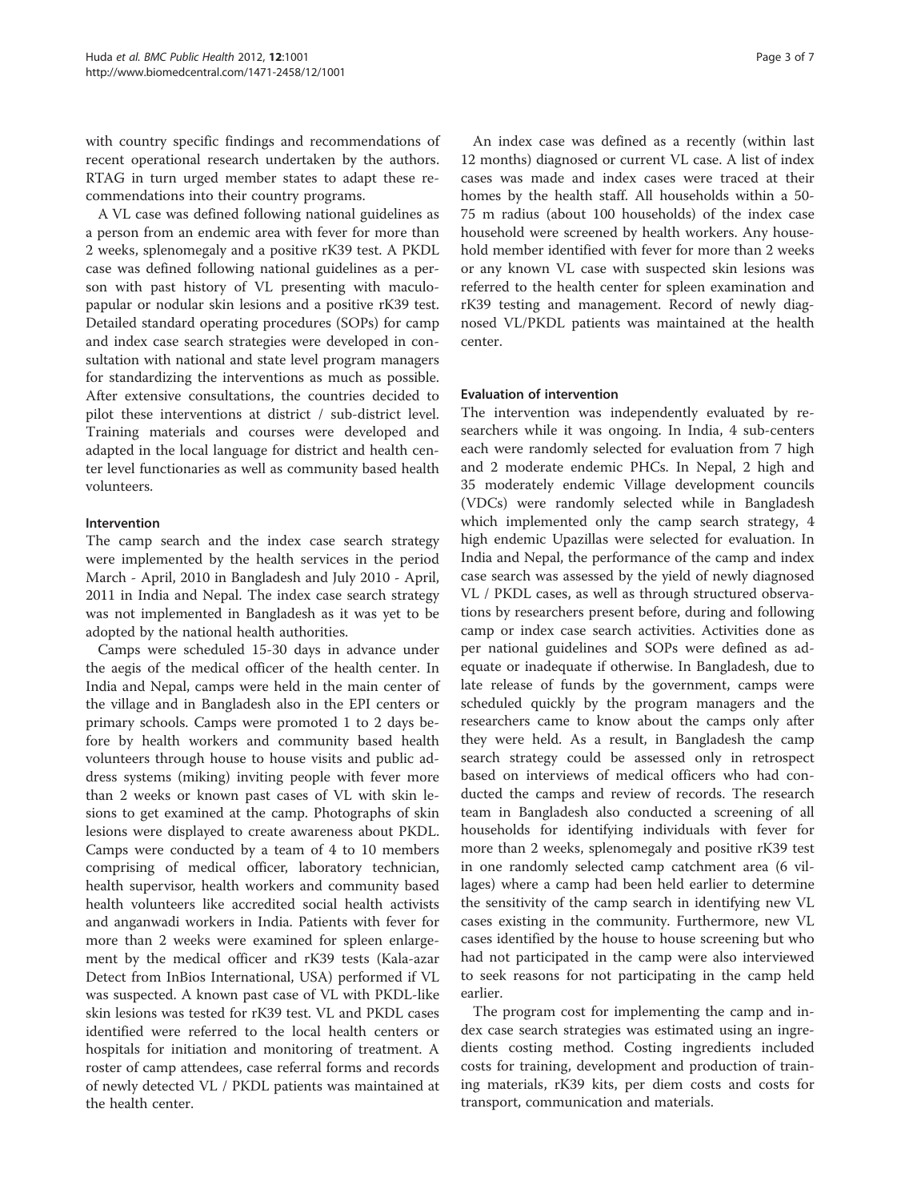with country specific findings and recommendations of recent operational research undertaken by the authors. RTAG in turn urged member states to adapt these recommendations into their country programs.

A VL case was defined following national guidelines as a person from an endemic area with fever for more than 2 weeks, splenomegaly and a positive rK39 test. A PKDL case was defined following national guidelines as a person with past history of VL presenting with maculopapular or nodular skin lesions and a positive rK39 test. Detailed standard operating procedures (SOPs) for camp and index case search strategies were developed in consultation with national and state level program managers for standardizing the interventions as much as possible. After extensive consultations, the countries decided to pilot these interventions at district / sub-district level. Training materials and courses were developed and adapted in the local language for district and health center level functionaries as well as community based health volunteers.

### Intervention

The camp search and the index case search strategy were implemented by the health services in the period March - April, 2010 in Bangladesh and July 2010 - April, 2011 in India and Nepal. The index case search strategy was not implemented in Bangladesh as it was yet to be adopted by the national health authorities.

Camps were scheduled 15-30 days in advance under the aegis of the medical officer of the health center. In India and Nepal, camps were held in the main center of the village and in Bangladesh also in the EPI centers or primary schools. Camps were promoted 1 to 2 days before by health workers and community based health volunteers through house to house visits and public address systems (miking) inviting people with fever more than 2 weeks or known past cases of VL with skin lesions to get examined at the camp. Photographs of skin lesions were displayed to create awareness about PKDL. Camps were conducted by a team of 4 to 10 members comprising of medical officer, laboratory technician, health supervisor, health workers and community based health volunteers like accredited social health activists and anganwadi workers in India. Patients with fever for more than 2 weeks were examined for spleen enlargement by the medical officer and rK39 tests (Kala-azar Detect from InBios International, USA) performed if VL was suspected. A known past case of VL with PKDL-like skin lesions was tested for rK39 test. VL and PKDL cases identified were referred to the local health centers or hospitals for initiation and monitoring of treatment. A roster of camp attendees, case referral forms and records of newly detected VL / PKDL patients was maintained at the health center.

An index case was defined as a recently (within last 12 months) diagnosed or current VL case. A list of index cases was made and index cases were traced at their homes by the health staff. All households within a 50-75 m radius (about 100 households) of the index case household were screened by health workers. Any household member identified with fever for more than 2 weeks or any known VL case with suspected skin lesions was referred to the health center for spleen examination and rK39 testing and management. Record of newly diagnosed VL/PKDL patients was maintained at the health center.

### Evaluation of intervention

The intervention was independently evaluated by researchers while it was ongoing. In India, 4 sub-centers each were randomly selected for evaluation from 7 high and 2 moderate endemic PHCs. In Nepal, 2 high and 35 moderately endemic Village development councils (VDCs) were randomly selected while in Bangladesh which implemented only the camp search strategy, 4 high endemic Upazillas were selected for evaluation. In India and Nepal, the performance of the camp and index case search was assessed by the yield of newly diagnosed VL / PKDL cases, as well as through structured observations by researchers present before, during and following camp or index case search activities. Activities done as per national guidelines and SOPs were defined as adequate or inadequate if otherwise. In Bangladesh, due to late release of funds by the government, camps were scheduled quickly by the program managers and the researchers came to know about the camps only after they were held. As a result, in Bangladesh the camp search strategy could be assessed only in retrospect based on interviews of medical officers who had conducted the camps and review of records. The research team in Bangladesh also conducted a screening of all households for identifying individuals with fever for more than 2 weeks, splenomegaly and positive rK39 test in one randomly selected camp catchment area (6 villages) where a camp had been held earlier to determine the sensitivity of the camp search in identifying new VL cases existing in the community. Furthermore, new VL cases identified by the house to house screening but who had not participated in the camp were also interviewed to seek reasons for not participating in the camp held earlier.

The program cost for implementing the camp and index case search strategies was estimated using an ingredients costing method. Costing ingredients included costs for training, development and production of training materials, rK39 kits, per diem costs and costs for transport, communication and materials.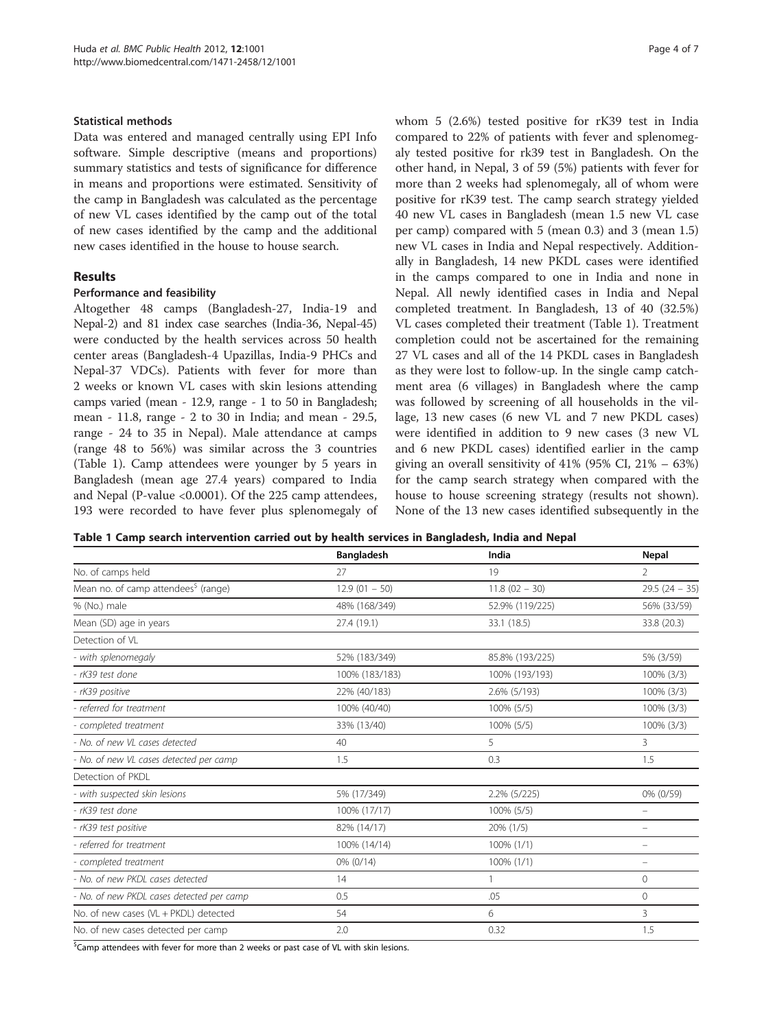### Statistical methods

Data was entered and managed centrally using EPI Info software. Simple descriptive (means and proportions) summary statistics and tests of significance for difference in means and proportions were estimated. Sensitivity of the camp in Bangladesh was calculated as the percentage of new VL cases identified by the camp out of the total of new cases identified by the camp and the additional new cases identified in the house to house search.

## Results

### Performance and feasibility

Altogether 48 camps (Bangladesh-27, India-19 and Nepal-2) and 81 index case searches (India-36, Nepal-45) were conducted by the health services across 50 health center areas (Bangladesh-4 Upazillas, India-9 PHCs and Nepal-37 VDCs). Patients with fever for more than 2 weeks or known VL cases with skin lesions attending camps varied (mean - 12.9, range - 1 to 50 in Bangladesh; mean - 11.8, range - 2 to 30 in India; and mean - 29.5, range - 24 to 35 in Nepal). Male attendance at camps (range 48 to 56%) was similar across the 3 countries (Table 1). Camp attendees were younger by 5 years in Bangladesh (mean age 27.4 years) compared to India and Nepal (P-value <0.0001). Of the 225 camp attendees, 193 were recorded to have fever plus splenomegaly of whom 5 (2.6%) tested positive for rK39 test in India compared to 22% of patients with fever and splenomegaly tested positive for rk39 test in Bangladesh. On the other hand, in Nepal, 3 of 59 (5%) patients with fever for more than 2 weeks had splenomegaly, all of whom were positive for rK39 test. The camp search strategy yielded 40 new VL cases in Bangladesh (mean 1.5 new VL case per camp) compared with 5 (mean 0.3) and 3 (mean 1.5) new VL cases in India and Nepal respectively. Additionally in Bangladesh, 14 new PKDL cases were identified in the camps compared to one in India and none in Nepal. All newly identified cases in India and Nepal completed treatment. In Bangladesh, 13 of 40 (32.5%) VL cases completed their treatment (Table 1). Treatment completion could not be ascertained for the remaining 27 VL cases and all of the 14 PKDL cases in Bangladesh as they were lost to follow-up. In the single camp catchment area (6 villages) in Bangladesh where the camp was followed by screening of all households in the village, 13 new cases (6 new VL and 7 new PKDL cases) were identified in addition to 9 new cases (3 new VL and 6 new PKDL cases) identified earlier in the camp giving an overall sensitivity of 41% (95% CI, 21% – 63%) for the camp search strategy when compared with the house to house screening strategy (results not shown). None of the 13 new cases identified subsequently in the

**Table 1 Camp search intervention carried out by health services in Bangladesh, India and Nepal**

| | Bangladesh | India | Nepal |
|---|---|---|---|
| No. of camps held | 27 | 19 | 2 |
| Mean no. of camp attendees[$] (range) | 12.9 (01 – 50) | 11.8 (02 – 30) | 29.5 (24 – 35) |
| % (No.) male | 48% (168/349) | 52.9% (119/225) | 56% (33/59) |
| Mean (SD) age in years | 27.4 (19.1) | 33.1 (18.5) | 33.8 (20.3) |
| Detection of VL | | | |
| *- with splenomegaly* | 52% (183/349) | 85.8% (193/225) | 5% (3/59) |
| *- rK39 test done* | 100% (183/183) | 100% (193/193) | 100% (3/3) |
| *- rK39 positive* | 22% (40/183) | 2.6% (5/193) | 100% (3/3) |
| *- referred for treatment* | 100% (40/40) | 100% (5/5) | 100% (3/3) |
| *- completed treatment* | 33% (13/40) | 100% (5/5) | 100% (3/3) |
| *- No. of new VL cases detected* | 40 | 5 | 3 |
| *- No. of new VL cases detected per camp* | 1.5 | 0.3 | 1.5 |
| Detection of PKDL | | | |
| *- with suspected skin lesions* | 5% (17/349) | 2.2% (5/225) | 0% (0/59) |
| *- rK39 test done* | 100% (17/17) | 100% (5/5) | – |
| *- rK39 test positive* | 82% (14/17) | 20% (1/5) | – |
| *- referred for treatment* | 100% (14/14) | 100% (1/1) | – |
| *- completed treatment* | 0% (0/14) | 100% (1/1) | – |
| *- No. of new PKDL cases detected* | 14 | 1 | 0 |
| *- No. of new PKDL cases detected per camp* | 0.5 | .05 | 0 |
| No. of new cases (VL + PKDL) detected | 54 | 6 | 3 |
| No. of new cases detected per camp | 2.0 | 0.32 | 1.5 |

[$] Camp attendees with fever for more than 2 weeks or past case of VL with skin lesions.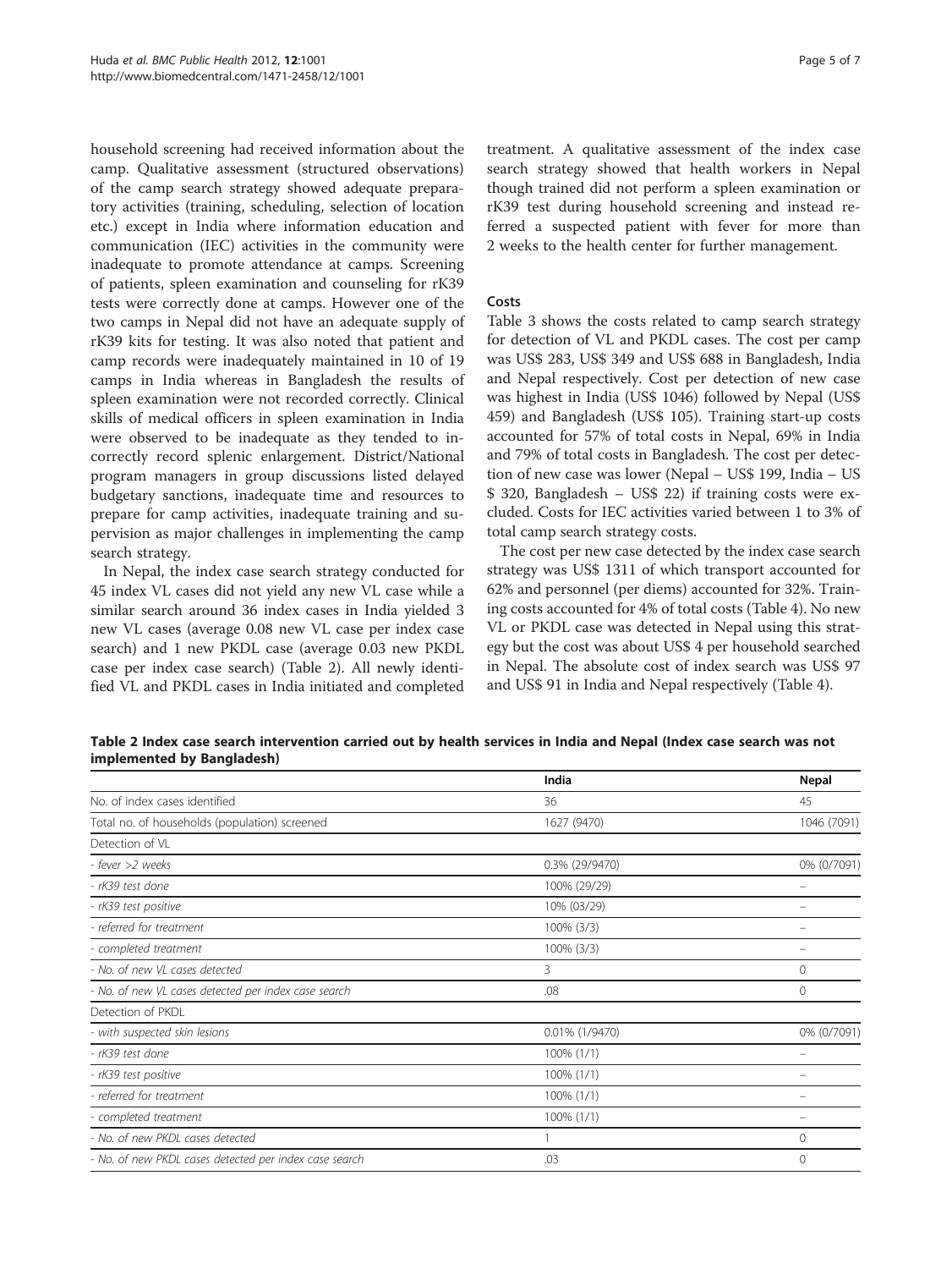household screening had received information about the camp. Qualitative assessment (structured observations) of the camp search strategy showed adequate preparatory activities (training, scheduling, selection of location etc.) except in India where information education and communication (IEC) activities in the community were inadequate to promote attendance at camps. Screening of patients, spleen examination and counseling for rK39 tests were correctly done at camps. However one of the two camps in Nepal did not have an adequate supply of rK39 kits for testing. It was also noted that patient and camp records were inadequately maintained in 10 of 19 camps in India whereas in Bangladesh the results of spleen examination were not recorded correctly. Clinical skills of medical officers in spleen examination in India were observed to be inadequate as they tended to incorrectly record splenic enlargement. District/National program managers in group discussions listed delayed budgetary sanctions, inadequate time and resources to prepare for camp activities, inadequate training and supervision as major challenges in implementing the camp search strategy.

In Nepal, the index case search strategy conducted for 45 index VL cases did not yield any new VL case while a similar search around 36 index cases in India yielded 3 new VL cases (average 0.08 new VL case per index case search) and 1 new PKDL case (average 0.03 new PKDL case per index case search) (Table 2). All newly identified VL and PKDL cases in India initiated and completed treatment. A qualitative assessment of the index case search strategy showed that health workers in Nepal though trained did not perform a spleen examination or rK39 test during household screening and instead referred a suspected patient with fever for more than 2 weeks to the health center for further management.

### Costs

Table 3 shows the costs related to camp search strategy for detection of VL and PKDL cases. The cost per camp was US$ 283, US$ 349 and US$ 688 in Bangladesh, India and Nepal respectively. Cost per detection of new case was highest in India (US$ 1046) followed by Nepal (US$ 459) and Bangladesh (US$ 105). Training start-up costs accounted for 57% of total costs in Nepal, 69% in India and 79% of total costs in Bangladesh. The cost per detection of new case was lower (Nepal – US$ 199, India – US $ 320, Bangladesh – US$ 22) if training costs were excluded. Costs for IEC activities varied between 1 to 3% of total camp search strategy costs.

The cost per new case detected by the index case search strategy was US$ 1311 of which transport accounted for 62% and personnel (per diems) accounted for 32%. Training costs accounted for 4% of total costs (Table 4). No new VL or PKDL case was detected in Nepal using this strategy but the cost was about US$ 4 per household searched in Nepal. The absolute cost of index search was US$ 97 and US$ 91 in India and Nepal respectively (Table 4).

**Table 2 Index case search intervention carried out by health services in India and Nepal (Index case search was not implemented by Bangladesh)**

| | India | Nepal |
|---|---|---|
| No. of index cases identified | 36 | 45 |
| Total no. of households (population) screened | 1627 (9470) | 1046 (7091) |
| Detection of VL | | |
| *- fever >2 weeks* | 0.3% (29/9470) | 0% (0/7091) |
| *- rK39 test done* | 100% (29/29) | – |
| *- rK39 test positive* | 10% (03/29) | – |
| *- referred for treatment* | 100% (3/3) | – |
| *- completed treatment* | 100% (3/3) | – |
| *- No. of new VL cases detected* | 3 | 0 |
| *- No. of new VL cases detected per index case search* | .08 | 0 |
| Detection of PKDL | | |
| *- with suspected skin lesions* | 0.01% (1/9470) | 0% (0/7091) |
| *- rK39 test done* | 100% (1/1) | – |
| *- rK39 test positive* | 100% (1/1) | – |
| *- referred for treatment* | 100% (1/1) | – |
| *- completed treatment* | 100% (1/1) | – |
| *- No. of new PKDL cases detected* | 1 | 0 |
| *- No. of new PKDL cases detected per index case search* | .03 | 0 |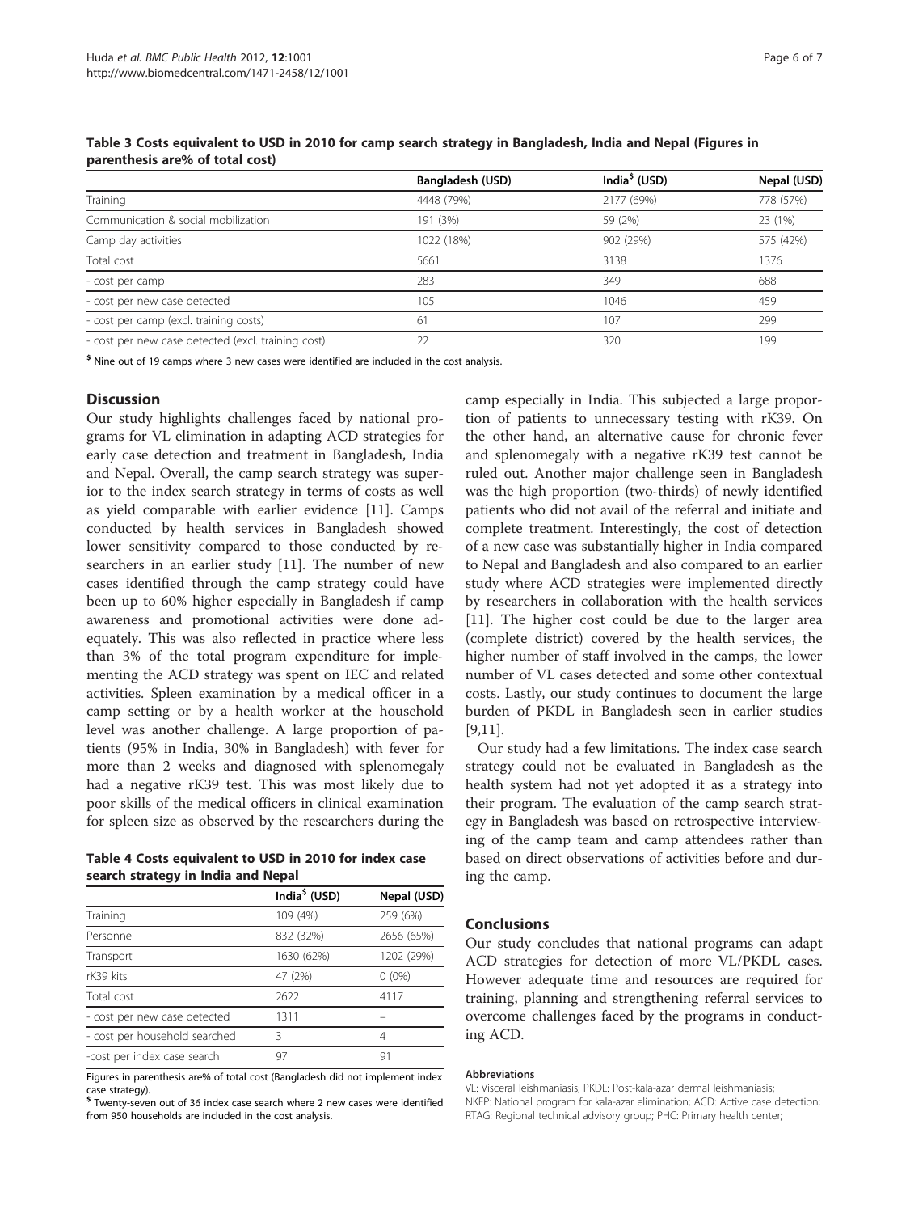**Table 3 Costs equivalent to USD in 2010 for camp search strategy in Bangladesh, India and Nepal (Figures in parenthesis are% of total cost)**

| | Bangladesh (USD) | India[$] (USD) | Nepal (USD) |
|---|---|---|---|
| Training | 4448 (79%) | 2177 (69%) | 778 (57%) |
| Communication & social mobilization | 191 (3%) | 59 (2%) | 23 (1%) |
| Camp day activities | 1022 (18%) | 902 (29%) | 575 (42%) |
| Total cost | 5661 | 3138 | 1376 |
| - cost per camp | 283 | 349 | 688 |
| - cost per new case detected | 105 | 1046 | 459 |
| - cost per camp (excl. training costs) | 61 | 107 | 299 |
| - cost per new case detected (excl. training cost) | 22 | 320 | 199 |

[$] Nine out of 19 camps where 3 new cases were identified are included in the cost analysis.

## Discussion

Our study highlights challenges faced by national programs for VL elimination in adapting ACD strategies for early case detection and treatment in Bangladesh, India and Nepal. Overall, the camp search strategy was superior to the index search strategy in terms of costs as well as yield comparable with earlier evidence [11]. Camps conducted by health services in Bangladesh showed lower sensitivity compared to those conducted by researchers in an earlier study [11]. The number of new cases identified through the camp strategy could have been up to 60% higher especially in Bangladesh if camp awareness and promotional activities were done adequately. This was also reflected in practice where less than 3% of the total program expenditure for implementing the ACD strategy was spent on IEC and related activities. Spleen examination by a medical officer in a camp setting or by a health worker at the household level was another challenge. A large proportion of patients (95% in India, 30% in Bangladesh) with fever for more than 2 weeks and diagnosed with splenomegaly had a negative rK39 test. This was most likely due to poor skills of the medical officers in clinical examination for spleen size as observed by the researchers during the camp especially in India. This subjected a large proportion of patients to unnecessary testing with rK39. On the other hand, an alternative cause for chronic fever and splenomegaly with a negative rK39 test cannot be ruled out. Another major challenge seen in Bangladesh was the high proportion (two-thirds) of newly identified patients who did not avail of the referral and initiate and complete treatment. Interestingly, the cost of detection of a new case was substantially higher in India compared to Nepal and Bangladesh and also compared to an earlier study where ACD strategies were implemented directly by researchers in collaboration with the health services [11]. The higher cost could be due to the larger area (complete district) covered by the health services, the higher number of staff involved in the camps, the lower number of VL cases detected and some other contextual costs. Lastly, our study continues to document the large burden of PKDL in Bangladesh seen in earlier studies [9,11].

Our study had a few limitations. The index case search strategy could not be evaluated in Bangladesh as the health system had not yet adopted it as a strategy into their program. The evaluation of the camp search strategy in Bangladesh was based on retrospective interviewing of the camp team and camp attendees rather than based on direct observations of activities before and during the camp.

**Table 4 Costs equivalent to USD in 2010 for index case search strategy in India and Nepal**

| | India[$] (USD) | Nepal (USD) |
|---|---|---|
| Training | 109 (4%) | 259 (6%) |
| Personnel | 832 (32%) | 2656 (65%) |
| Transport | 1630 (62%) | 1202 (29%) |
| rK39 kits | 47 (2%) | 0 (0%) |
| Total cost | 2622 | 4117 |
| - cost per new case detected | 1311 | – |
| - cost per household searched | 3 | 4 |
| -cost per index case search | 97 | 91 |

Figures in parenthesis are% of total cost (Bangladesh did not implement index case strategy).
[$] Twenty-seven out of 36 index case search where 2 new cases were identified from 950 households are included in the cost analysis.

## Conclusions

Our study concludes that national programs can adapt ACD strategies for detection of more VL/PKDL cases. However adequate time and resources are required for training, planning and strengthening referral services to overcome challenges faced by the programs in conducting ACD.

#### Abbreviations

VL: Visceral leishmaniasis; PKDL: Post-kala-azar dermal leishmaniasis; NKEP: National program for kala-azar elimination; ACD: Active case detection; RTAG: Regional technical advisory group; PHC: Primary health center;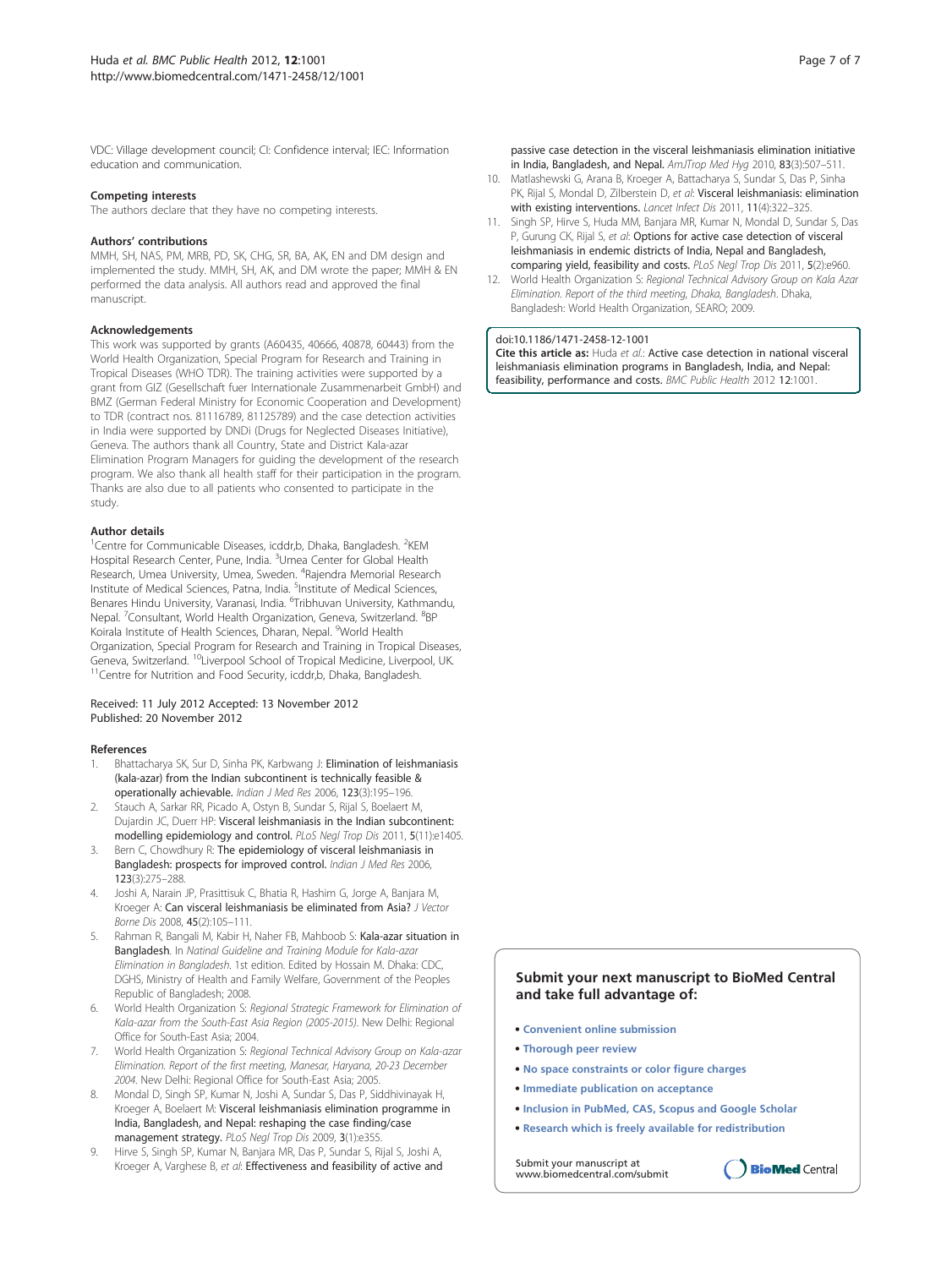VDC: Village development council; CI: Confidence interval; IEC: Information education and communication.

### Competing interests

The authors declare that they have no competing interests.

### Authors' contributions

MMH, SH, NAS, PM, MRB, PD, SK, CHG, SR, BA, AK, EN and DM design and implemented the study. MMH, SH, AK, and DM wrote the paper; MMH & EN performed the data analysis. All authors read and approved the final manuscript.

### Acknowledgements

This work was supported by grants (A60435, 40666, 40878, 60443) from the World Health Organization, Special Program for Research and Training in Tropical Diseases (WHO TDR). The training activities were supported by a grant from GIZ (Gesellschaft fuer Internationale Zusammenarbeit GmbH) and BMZ (German Federal Ministry for Economic Cooperation and Development) to TDR (contract nos. 81116789, 81125789) and the case detection activities in India were supported by DNDi (Drugs for Neglected Diseases Initiative), Geneva. The authors thank all Country, State and District Kala-azar Elimination Program Managers for guiding the development of the research program. We also thank all health staff for their participation in the program. Thanks are also due to all patients who consented to participate in the study.

### Author details

[1]Centre for Communicable Diseases, icddr,b, Dhaka, Bangladesh. [2]KEM Hospital Research Center, Pune, India. [3]Umea Center for Global Health Research, Umea University, Umea, Sweden. [4]Rajendra Memorial Research Institute of Medical Sciences, Patna, India. [5]Institute of Medical Sciences, Benares Hindu University, Varanasi, India. [6]Tribhuvan University, Kathmandu, Nepal. [7]Consultant, World Health Organization, Geneva, Switzerland. [8]BP Koirala Institute of Health Sciences, Dharan, Nepal. [9]World Health Organization, Special Program for Research and Training in Tropical Diseases, Geneva, Switzerland. [10]Liverpool School of Tropical Medicine, Liverpool, UK. [11]Centre for Nutrition and Food Security, icddr,b, Dhaka, Bangladesh.

Received: 11 July 2012 Accepted: 13 November 2012
Published: 20 November 2012

### References

1. Bhattacharya SK, Sur D, Sinha PK, Karbwang J: **Elimination of leishmaniasis (kala-azar) from the Indian subcontinent is technically feasible & operationally achievable.** *Indian J Med Res* 2006, **123**(3):195–196.
2. Stauch A, Sarkar RR, Picado A, Ostyn B, Sundar S, Rijal S, Boelaert M, Dujardin JC, Duerr HP: **Visceral leishmaniasis in the Indian subcontinent: modelling epidemiology and control.** *PLoS Negl Trop Dis* 2011, **5**(11):e1405.
3. Bern C, Chowdhury R: **The epidemiology of visceral leishmaniasis in Bangladesh: prospects for improved control.** *Indian J Med Res* 2006, **123**(3):275–288.
4. Joshi A, Narain JP, Prasittisuk C, Bhatia R, Hashim G, Jorge A, Banjara M, Kroeger A: **Can visceral leishmaniasis be eliminated from Asia?** *J Vector Borne Dis* 2008, **45**(2):105–111.
5. Rahman R, Bangali M, Kabir H, Naher FB, Mahboob S: **Kala-azar situation in Bangladesh.** In *Natinal Guideline and Training Module for Kala-azar Elimination in Bangladesh*. 1st edition. Edited by Hossain M. Dhaka: CDC, DGHS, Ministry of Health and Family Welfare, Government of the Peoples Republic of Bangladesh; 2008.
6. World Health Organization S: *Regional Strategic Framework for Elimination of Kala-azar from the South-East Asia Region (2005-2015)*. New Delhi: Regional Office for South-East Asia; 2004.
7. World Health Organization S: *Regional Technical Advisory Group on Kala-azar Elimination. Report of the first meeting, Manesar, Haryana, 20-23 December 2004*. New Delhi: Regional Office for South-East Asia; 2005.
8. Mondal D, Singh SP, Kumar N, Joshi A, Sundar S, Das P, Siddhivinayak H, Kroeger A, Boelaert M: **Visceral leishmaniasis elimination programme in India, Bangladesh, and Nepal: reshaping the case finding/case management strategy.** *PLoS Negl Trop Dis* 2009, **3**(1):e355.
9. Hirve S, Singh SP, Kumar N, Banjara MR, Das P, Sundar S, Rijal S, Joshi A, Kroeger A, Varghese B, *et al*: **Effectiveness and feasibility of active and passive case detection in the visceral leishmaniasis elimination initiative in India, Bangladesh, and Nepal.** *AmJTrop Med Hyg* 2010, **83**(3):507–511.
10. Matlashewski G, Arana B, Kroeger A, Battacharya S, Sundar S, Das P, Sinha PK, Rijal S, Mondal D, Zilberstein D, *et al*: **Visceral leishmaniasis: elimination with existing interventions.** *Lancet Infect Dis* 2011, **11**(4):322–325.
11. Singh SP, Hirve S, Huda MM, Banjara MR, Kumar N, Mondal D, Sundar S, Das P, Gurung CK, Rijal S, *et al*: **Options for active case detection of visceral leishmaniasis in endemic districts of India, Nepal and Bangladesh, comparing yield, feasibility and costs.** *PLoS Negl Trop Dis* 2011, **5**(2):e960.
12. World Health Organization S: *Regional Technical Advisory Group on Kala Azar Elimination. Report of the third meeting, Dhaka, Bangladesh*. Dhaka, Bangladesh: World Health Organization, SEARO; 2009.

doi:10.1186/1471-2458-12-1001

**Cite this article as:** Huda *et al.*: Active case detection in national visceral leishmaniasis elimination programs in Bangladesh, India, and Nepal: feasibility, performance and costs. *BMC Public Health* 2012 **12**:1001.

**Submit your next manuscript to BioMed Central and take full advantage of:**

- **Convenient online submission**
- **Thorough peer review**
- **No space constraints or color figure charges**
- **Immediate publication on acceptance**
- **Inclusion in PubMed, CAS, Scopus and Google Scholar**
- **Research which is freely available for redistribution**

Submit your manuscript at www.biomedcentral.com/submit